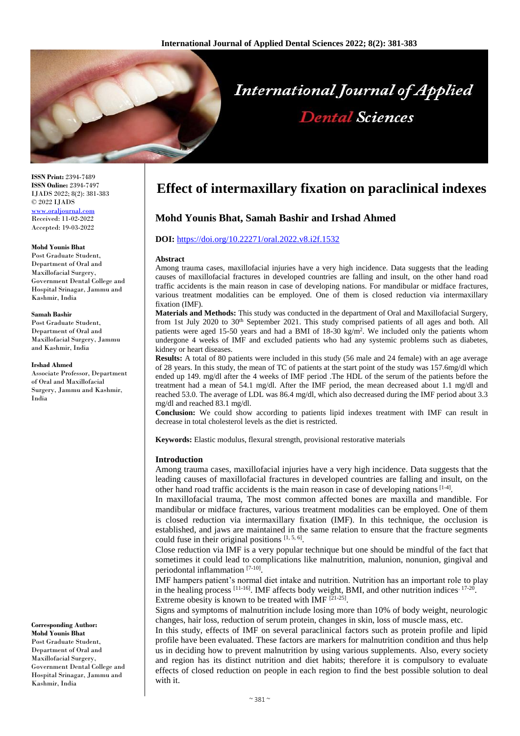**ISSN Print:** 2394-7489
**ISSN Online:** 2394-7497
IJADS 2022; 8(2): 381-383
© 2022 IJADS
www.oraljournal.com
Received: 11-02-2022
Accepted: 19-03-2022

**Mohd Younis Bhat**
Post Graduate Student, Department of Oral and Maxillofacial Surgery, Government Dental College and Hospital Srinagar, Jammu and Kashmir, India

**Samah Bashir**
Post Graduate Student, Department of Oral and Maxillofacial Surgery, Jammu and Kashmir, India

**Irshad Ahmed**
Associate Professor, Department of Oral and Maxillofacial Surgery, Jammu and Kashmir, India

**Corresponding Author:**
**Mohd Younis Bhat**
Post Graduate Student, Department of Oral and Maxillofacial Surgery, Government Dental College and Hospital Srinagar, Jammu and Kashmir, India

# Effect of intermaxillary fixation on paraclinical indexes

## Mohd Younis Bhat, Samah Bashir and Irshad Ahmed

**DOI:** https://doi.org/10.22271/oral.2022.v8.i2f.1532

### Abstract

Among trauma cases, maxillofacial injuries have a very high incidence. Data suggests that the leading causes of maxillofacial fractures in developed countries are falling and insult, on the other hand road traffic accidents is the main reason in case of developing nations. For mandibular or midface fractures, various treatment modalities can be employed. One of them is closed reduction via intermaxillary fixation (IMF).

**Materials and Methods:** This study was conducted in the department of Oral and Maxillofacial Surgery, from 1st July 2020 to 30th September 2021. This study comprised patients of all ages and both. All patients were aged 15-50 years and had a BMI of 18-30 kg/m$^2$. We included only the patients whom undergone 4 weeks of IMF and excluded patients who had any systemic problems such as diabetes, kidney or heart diseases.

**Results:** A total of 80 patients were included in this study (56 male and 24 female) with an age average of 28 years. In this study, the mean of TC of patients at the start point of the study was 157.6mg/dl which ended up 149. mg/dl after the 4 weeks of IMF period .The HDL of the serum of the patients before the treatment had a mean of 54.1 mg/dl. After the IMF period, the mean decreased about 1.1 mg/dl and reached 53.0. The average of LDL was 86.4 mg/dl, which also decreased during the IMF period about 3.3 mg/dl and reached 83.1 mg/dl.

**Conclusion:** We could show according to patients lipid indexes treatment with IMF can result in decrease in total cholesterol levels as the diet is restricted.

**Keywords:** Elastic modulus, flexural strength, provisional restorative materials

### Introduction

Among trauma cases, maxillofacial injuries have a very high incidence. Data suggests that the leading causes of maxillofacial fractures in developed countries are falling and insult, on the other hand road traffic accidents is the main reason in case of developing nations [1-4].

In maxillofacial trauma, The most common affected bones are maxilla and mandible. For mandibular or midface fractures, various treatment modalities can be employed. One of them is closed reduction via intermaxillary fixation (IMF). In this technique, the occlusion is established, and jaws are maintained in the same relation to ensure that the fracture segments could fuse in their original positions [1, 5, 6].

Close reduction via IMF is a very popular technique but one should be mindful of the fact that sometimes it could lead to complications like malnutrition, malunion, nonunion, gingival and periodontal inflammation [7-10].

IMF hampers patient's normal diet intake and nutrition. Nutrition has an important role to play in the healing process [11-16]. IMF affects body weight, BMI, and other nutrition indices. [17-20].

Extreme obesity is known to be treated with IMF [21-25].

Signs and symptoms of malnutrition include losing more than 10% of body weight, neurologic changes, hair loss, reduction of serum protein, changes in skin, loss of muscle mass, etc.

In this study, effects of IMF on several paraclinical factors such as protein profile and lipid profile have been evaluated. These factors are markers for malnutrition condition and thus help us in deciding how to prevent malnutrition by using various supplements. Also, every society and region has its distinct nutrition and diet habits; therefore it is compulsory to evaluate effects of closed reduction on people in each region to find the best possible solution to deal with it.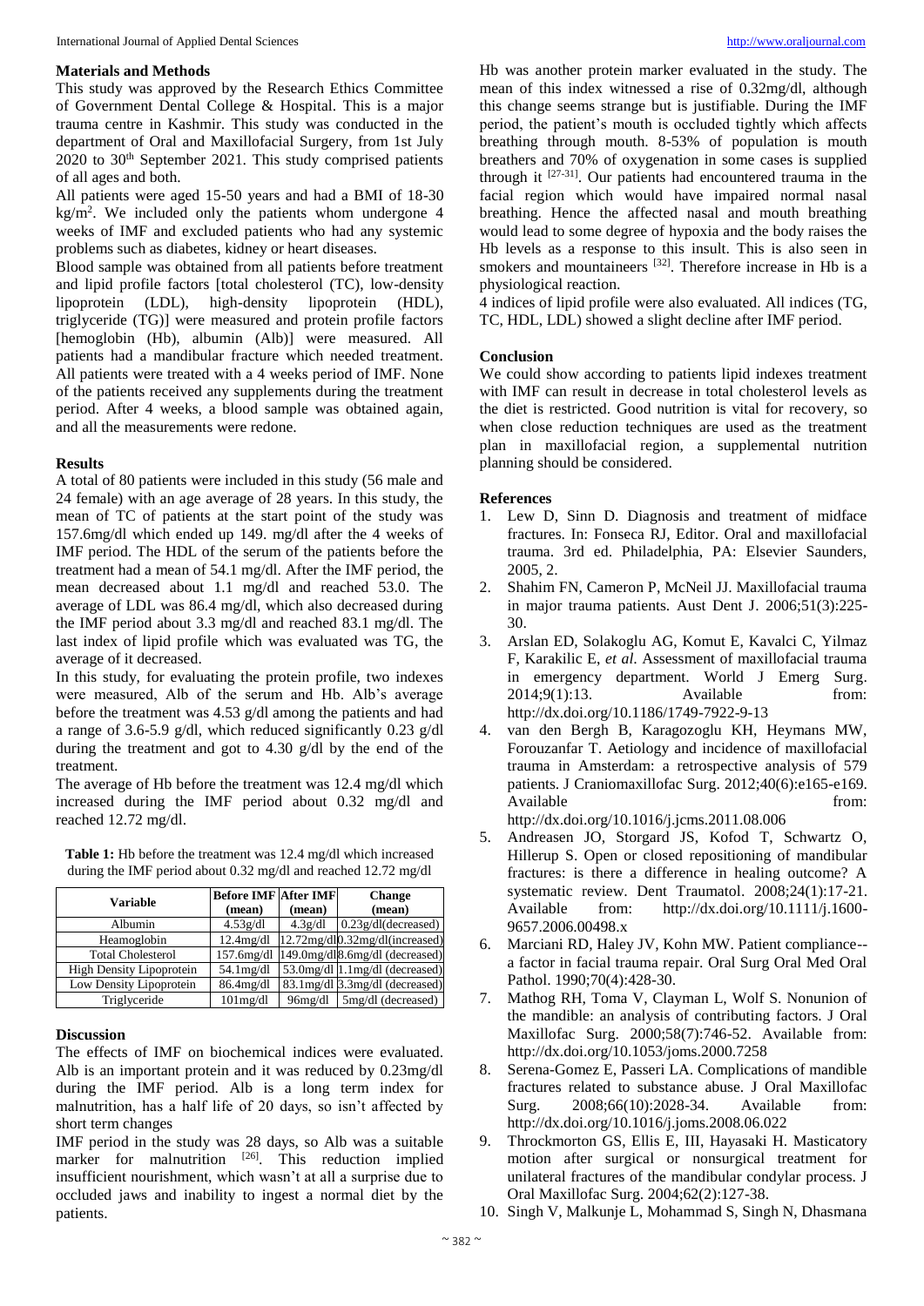## Materials and Methods

This study was approved by the Research Ethics Committee of Government Dental College & Hospital. This is a major trauma centre in Kashmir. This study was conducted in the department of Oral and Maxillofacial Surgery, from 1st July 2020 to 30th September 2021. This study comprised patients of all ages and both.

All patients were aged 15-50 years and had a BMI of 18-30 $kg/m^2$. We included only the patients whom undergone 4 weeks of IMF and excluded patients who had any systemic problems such as diabetes, kidney or heart diseases.

Blood sample was obtained from all patients before treatment and lipid profile factors [total cholesterol (TC), low-density lipoprotein (LDL), high-density lipoprotein (HDL), triglyceride (TG)] were measured and protein profile factors [hemoglobin (Hb), albumin (Alb)] were measured. All patients had a mandibular fracture which needed treatment. All patients were treated with a 4 weeks period of IMF. None of the patients received any supplements during the treatment period. After 4 weeks, a blood sample was obtained again, and all the measurements were redone.

## Results

A total of 80 patients were included in this study (56 male and 24 female) with an age average of 28 years. In this study, the mean of TC of patients at the start point of the study was 157.6mg/dl which ended up 149. mg/dl after the 4 weeks of IMF period. The HDL of the serum of the patients before the treatment had a mean of 54.1 mg/dl. After the IMF period, the mean decreased about 1.1 mg/dl and reached 53.0. The average of LDL was 86.4 mg/dl, which also decreased during the IMF period about 3.3 mg/dl and reached 83.1 mg/dl. The last index of lipid profile which was evaluated was TG, the average of it decreased.

In this study, for evaluating the protein profile, two indexes were measured, Alb of the serum and Hb. Alb's average before the treatment was 4.53 g/dl among the patients and had a range of 3.6-5.9 g/dl, which reduced significantly 0.23 g/dl during the treatment and got to 4.30 g/dl by the end of the treatment.

The average of Hb before the treatment was 12.4 mg/dl which increased during the IMF period about 0.32 mg/dl and reached 12.72 mg/dl.

**Table 1:** Hb before the treatment was 12.4 mg/dl which increased during the IMF period about 0.32 mg/dl and reached 12.72 mg/dl

| Variable | Before IMF (mean) | After IMF (mean) | Change (mean) |
|---|---|---|---|
| Albumin | 4.53g/dl | 4.3g/dl | 0.23g/dl(decreased) |
| Heamoglobin | 12.4mg/dl | 12.72mg/dl | 0.32mg/dl(increased) |
| Total Cholesterol | 157.6mg/dl | 149.0mg/dl | 8.6mg/dl (decreased) |
| High Density Lipoprotein | 54.1mg/dl | 53.0mg/dl | 1.1mg/dl (decreased) |
| Low Density Lipoprotein | 86.4mg/dl | 83.1mg/dl | 3.3mg/dl (decreased) |
| Triglyceride | 101mg/dl | 96mg/dl | 5mg/dl (decreased) |

## Discussion

The effects of IMF on biochemical indices were evaluated. Alb is an important protein and it was reduced by 0.23mg/dl during the IMF period. Alb is a long term index for malnutrition, has a half life of 20 days, so isn't affected by short term changes

IMF period in the study was 28 days, so Alb was a suitable marker for malnutrition [26]. This reduction implied insufficient nourishment, which wasn't at all a surprise due to occluded jaws and inability to ingest a normal diet by the patients.

Hb was another protein marker evaluated in the study. The mean of this index witnessed a rise of 0.32mg/dl, although this change seems strange but is justifiable. During the IMF period, the patient's mouth is occluded tightly which affects breathing through mouth. 8-53% of population is mouth breathers and 70% of oxygenation in some cases is supplied through it [27-31]. Our patients had encountered trauma in the facial region which would have impaired normal nasal breathing. Hence the affected nasal and mouth breathing would lead to some degree of hypoxia and the body raises the Hb levels as a response to this insult. This is also seen in smokers and mountaineers [32]. Therefore increase in Hb is a physiological reaction.

4 indices of lipid profile were also evaluated. All indices (TG, TC, HDL, LDL) showed a slight decline after IMF period.

## Conclusion

We could show according to patients lipid indexes treatment with IMF can result in decrease in total cholesterol levels as the diet is restricted. Good nutrition is vital for recovery, so when close reduction techniques are used as the treatment plan in maxillofacial region, a supplemental nutrition planning should be considered.

## References

1. Lew D, Sinn D. Diagnosis and treatment of midface fractures. In: Fonseca RJ, Editor. Oral and maxillofacial trauma. 3rd ed. Philadelphia, PA: Elsevier Saunders, 2005, 2.
2. Shahim FN, Cameron P, McNeil JJ. Maxillofacial trauma in major trauma patients. Aust Dent J. 2006;51(3):225-30.
3. Arslan ED, Solakoglu AG, Komut E, Kavalci C, Yilmaz F, Karakilic E, *et al*. Assessment of maxillofacial trauma in emergency department. World J Emerg Surg. 2014;9(1):13. Available from: http://dx.doi.org/10.1186/1749-7922-9-13
4. van den Bergh B, Karagozoglu KH, Heymans MW, Forouzanfar T. Aetiology and incidence of maxillofacial trauma in Amsterdam: a retrospective analysis of 579 patients. J Craniomaxillofac Surg. 2012;40(6):e165-e169. Available from: http://dx.doi.org/10.1016/j.jcms.2011.08.006
5. Andreasen JO, Storgard JS, Kofod T, Schwartz O, Hillerup S. Open or closed repositioning of mandibular fractures: is there a difference in healing outcome? A systematic review. Dent Traumatol. 2008;24(1):17-21. Available from: http://dx.doi.org/10.1111/j.1600-9657.2006.00498.x
6. Marciani RD, Haley JV, Kohn MW. Patient compliance--a factor in facial trauma repair. Oral Surg Oral Med Oral Pathol. 1990;70(4):428-30.
7. Mathog RH, Toma V, Clayman L, Wolf S. Nonunion of the mandible: an analysis of contributing factors. J Oral Maxillofac Surg. 2000;58(7):746-52. Available from: http://dx.doi.org/10.1053/joms.2000.7258
8. Serena-Gomez E, Passeri LA. Complications of mandible fractures related to substance abuse. J Oral Maxillofac Surg. 2008;66(10):2028-34. Available from: http://dx.doi.org/10.1016/j.joms.2008.06.022
9. Throckmorton GS, Ellis E, III, Hayasaki H. Masticatory motion after surgical or nonsurgical treatment for unilateral fractures of the mandibular condylar process. J Oral Maxillofac Surg. 2004;62(2):127-38.
10. Singh V, Malkunje L, Mohammad S, Singh N, Dhasmana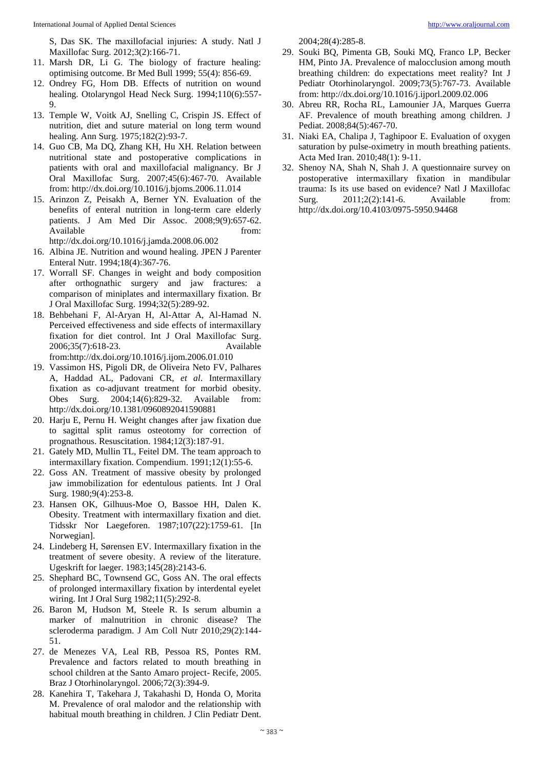S, Das SK. The maxillofacial injuries: A study. Natl J Maxillofac Surg. 2012;3(2):166-71.

11. Marsh DR, Li G. The biology of fracture healing: optimising outcome. Br Med Bull 1999; 55(4): 856-69.
12. Ondrey FG, Hom DB. Effects of nutrition on wound healing. Otolaryngol Head Neck Surg. 1994;110(6):557-9.
13. Temple W, Voitk AJ, Snelling C, Crispin JS. Effect of nutrition, diet and suture material on long term wound healing. Ann Surg. 1975;182(2):93-7.
14. Guo CB, Ma DQ, Zhang KH, Hu XH. Relation between nutritional state and postoperative complications in patients with oral and maxillofacial malignancy. Br J Oral Maxillofac Surg. 2007;45(6):467-70. Available from: http://dx.doi.org/10.1016/j.bjoms.2006.11.014
15. Arinzon Z, Peisakh A, Berner YN. Evaluation of the benefits of enteral nutrition in long-term care elderly patients. J Am Med Dir Assoc. 2008;9(9):657-62. Available from: http://dx.doi.org/10.1016/j.jamda.2008.06.002
16. Albina JE. Nutrition and wound healing. JPEN J Parenter Enteral Nutr. 1994;18(4):367-76.
17. Worrall SF. Changes in weight and body composition after orthognathic surgery and jaw fractures: a comparison of miniplates and intermaxillary fixation. Br J Oral Maxillofac Surg. 1994;32(5):289-92.
18. Behbehani F, Al-Aryan H, Al-Attar A, Al-Hamad N. Perceived effectiveness and side effects of intermaxillary fixation for diet control. Int J Oral Maxillofac Surg. 2006;35(7):618-23. Available from:http://dx.doi.org/10.1016/j.ijom.2006.01.010
19. Vassimon HS, Pigoli DR, de Oliveira Neto FV, Palhares A, Haddad AL, Padovani CR, *et al*. Intermaxillary fixation as co-adjuvant treatment for morbid obesity. Obes Surg. 2004;14(6):829-32. Available from: http://dx.doi.org/10.1381/0960892041590881
20. Harju E, Pernu H. Weight changes after jaw fixation due to sagittal split ramus osteotomy for correction of prognathous. Resuscitation. 1984;12(3):187-91.
21. Gately MD, Mullin TL, Feitel DM. The team approach to intermaxillary fixation. Compendium. 1991;12(1):55-6.
22. Goss AN. Treatment of massive obesity by prolonged jaw immobilization for edentulous patients. Int J Oral Surg. 1980;9(4):253-8.
23. Hansen OK, Gilhuus-Moe O, Bassoe HH, Dalen K. Obesity. Treatment with intermaxillary fixation and diet. Tidsskr Nor Laegeforen. 1987;107(22):1759-61. [In Norwegian].
24. Lindeberg H, Sørensen EV. Intermaxillary fixation in the treatment of severe obesity. A review of the literature. Ugeskrift for laeger. 1983;145(28):2143-6.
25. Shephard BC, Townsend GC, Goss AN. The oral effects of prolonged intermaxillary fixation by interdental eyelet wiring. Int J Oral Surg 1982;11(5):292-8.
26. Baron M, Hudson M, Steele R. Is serum albumin a marker of malnutrition in chronic disease? The scleroderma paradigm. J Am Coll Nutr 2010;29(2):144-51.
27. de Menezes VA, Leal RB, Pessoa RS, Pontes RM. Prevalence and factors related to mouth breathing in school children at the Santo Amaro project- Recife, 2005. Braz J Otorhinolaryngol. 2006;72(3):394-9.
28. Kanehira T, Takehara J, Takahashi D, Honda O, Morita M. Prevalence of oral malodor and the relationship with habitual mouth breathing in children. J Clin Pediatr Dent. 2004;28(4):285-8.
29. Souki BQ, Pimenta GB, Souki MQ, Franco LP, Becker HM, Pinto JA. Prevalence of malocclusion among mouth breathing children: do expectations meet reality? Int J Pediatr Otorhinolaryngol. 2009;73(5):767-73. Available from: http://dx.doi.org/10.1016/j.ijporl.2009.02.006
30. Abreu RR, Rocha RL, Lamounier JA, Marques Guerra AF. Prevalence of mouth breathing among children. J Pediat. 2008;84(5):467-70.
31. Niaki EA, Chalipa J, Taghipoor E. Evaluation of oxygen saturation by pulse-oximetry in mouth breathing patients. Acta Med Iran. 2010;48(1): 9-11.
32. Shenoy NA, Shah N, Shah J. A questionnaire survey on postoperative intermaxillary fixation in mandibular trauma: Is its use based on evidence? Natl J Maxillofac Surg. 2011;2(2):141-6. Available from: http://dx.doi.org/10.4103/0975-5950.94468